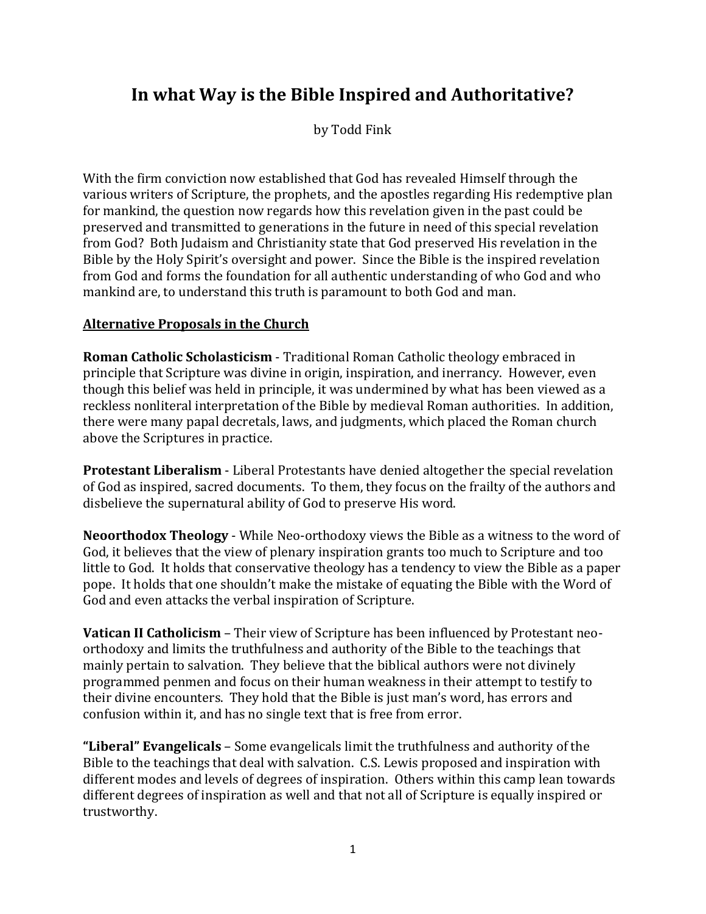# In what Way is the Bible Inspired and Authoritative?

by Todd Fink

With the firm conviction now established that God has revealed Himself through the various writers of Scripture, the prophets, and the apostles regarding His redemptive plan for mankind, the question now regards how this revelation given in the past could be preserved and transmitted to generations in the future in need of this special revelation from God? Both Judaism and Christianity state that God preserved His revelation in the Bible by the Holy Spirit's oversight and power. Since the Bible is the inspired revelation from God and forms the foundation for all authentic understanding of who God and who mankind are, to understand this truth is paramount to both God and man.

## Alternative Proposals in the Church

**Roman Catholic Scholasticism** - Traditional Roman Catholic theology embraced in principle that Scripture was divine in origin, inspiration, and inerrancy. However, even though this belief was held in principle, it was undermined by what has been viewed as a reckless nonliteral interpretation of the Bible by medieval Roman authorities. In addition, there were many papal decretals, laws, and judgments, which placed the Roman church above the Scriptures in practice.

**Protestant Liberalism** - Liberal Protestants have denied altogether the special revelation of God as inspired, sacred documents. To them, they focus on the frailty of the authors and disbelieve the supernatural ability of God to preserve His word.

**Neoorthodox Theology** - While Neo-orthodoxy views the Bible as a witness to the word of God, it believes that the view of plenary inspiration grants too much to Scripture and too little to God. It holds that conservative theology has a tendency to view the Bible as a paper pope. It holds that one shouldn't make the mistake of equating the Bible with the Word of God and even attacks the verbal inspiration of Scripture.

**Vatican II Catholicism** – Their view of Scripture has been influenced by Protestant neo-orthodoxy and limits the truthfulness and authority of the Bible to the teachings that mainly pertain to salvation. They believe that the biblical authors were not divinely programmed penmen and focus on their human weakness in their attempt to testify to their divine encounters. They hold that the Bible is just man's word, has errors and confusion within it, and has no single text that is free from error.

**"Liberal" Evangelicals** – Some evangelicals limit the truthfulness and authority of the Bible to the teachings that deal with salvation. C.S. Lewis proposed and inspiration with different modes and levels of degrees of inspiration. Others within this camp lean towards different degrees of inspiration as well and that not all of Scripture is equally inspired or trustworthy.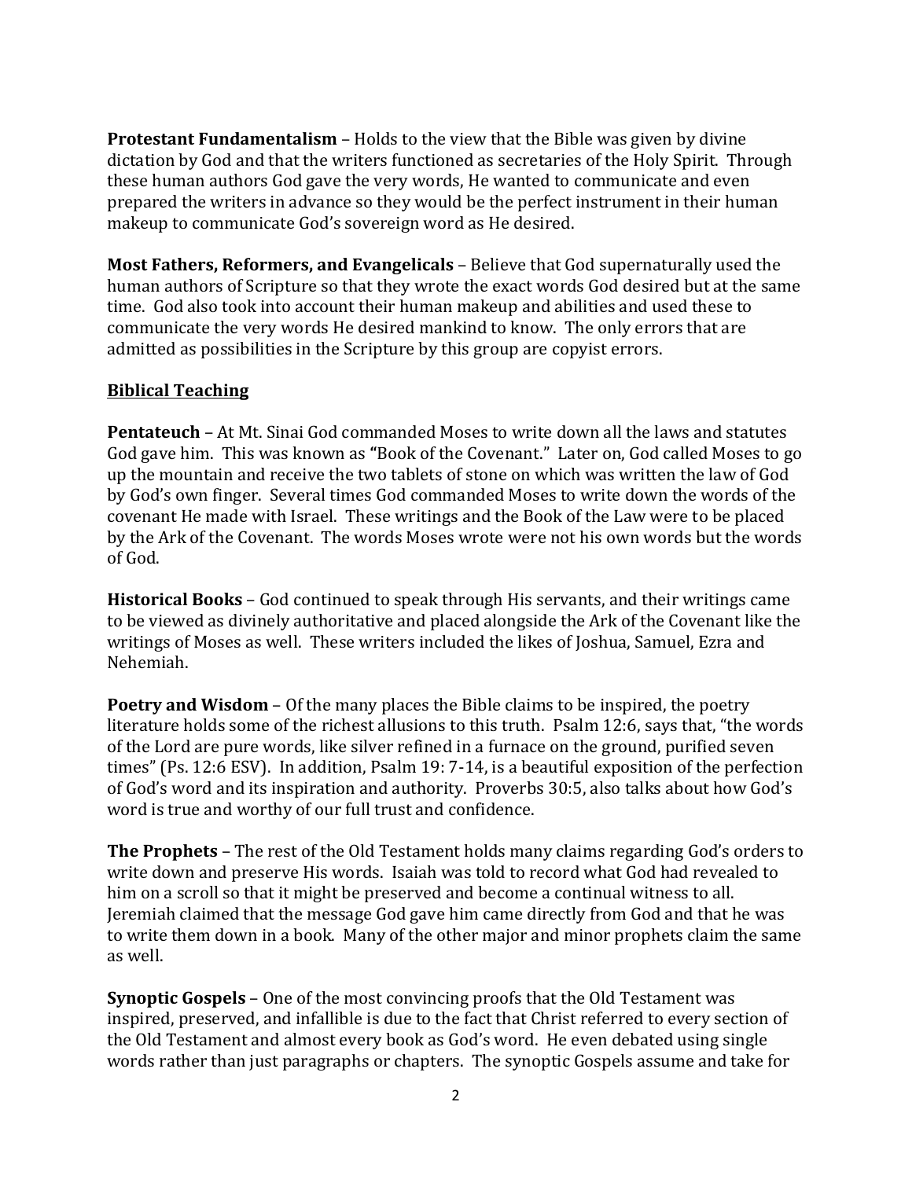**Protestant Fundamentalism** – Holds to the view that the Bible was given by divine dictation by God and that the writers functioned as secretaries of the Holy Spirit. Through these human authors God gave the very words, He wanted to communicate and even prepared the writers in advance so they would be the perfect instrument in their human makeup to communicate God's sovereign word as He desired.

**Most Fathers, Reformers, and Evangelicals** – Believe that God supernaturally used the human authors of Scripture so that they wrote the exact words God desired but at the same time. God also took into account their human makeup and abilities and used these to communicate the very words He desired mankind to know. The only errors that are admitted as possibilities in the Scripture by this group are copyist errors.

**Biblical Teaching**

**Pentateuch** – At Mt. Sinai God commanded Moses to write down all the laws and statutes God gave him. This was known as **"**Book of the Covenant." Later on, God called Moses to go up the mountain and receive the two tablets of stone on which was written the law of God by God's own finger. Several times God commanded Moses to write down the words of the covenant He made with Israel. These writings and the Book of the Law were to be placed by the Ark of the Covenant. The words Moses wrote were not his own words but the words of God.

**Historical Books** – God continued to speak through His servants, and their writings came to be viewed as divinely authoritative and placed alongside the Ark of the Covenant like the writings of Moses as well. These writers included the likes of Joshua, Samuel, Ezra and Nehemiah.

**Poetry and Wisdom** – Of the many places the Bible claims to be inspired, the poetry literature holds some of the richest allusions to this truth. Psalm 12:6, says that, "the words of the Lord are pure words, like silver refined in a furnace on the ground, purified seven times" (Ps. 12:6 ESV). In addition, Psalm 19: 7-14, is a beautiful exposition of the perfection of God's word and its inspiration and authority. Proverbs 30:5, also talks about how God's word is true and worthy of our full trust and confidence.

**The Prophets** – The rest of the Old Testament holds many claims regarding God's orders to write down and preserve His words. Isaiah was told to record what God had revealed to him on a scroll so that it might be preserved and become a continual witness to all. Jeremiah claimed that the message God gave him came directly from God and that he was to write them down in a book. Many of the other major and minor prophets claim the same as well.

**Synoptic Gospels** – One of the most convincing proofs that the Old Testament was inspired, preserved, and infallible is due to the fact that Christ referred to every section of the Old Testament and almost every book as God's word. He even debated using single words rather than just paragraphs or chapters. The synoptic Gospels assume and take for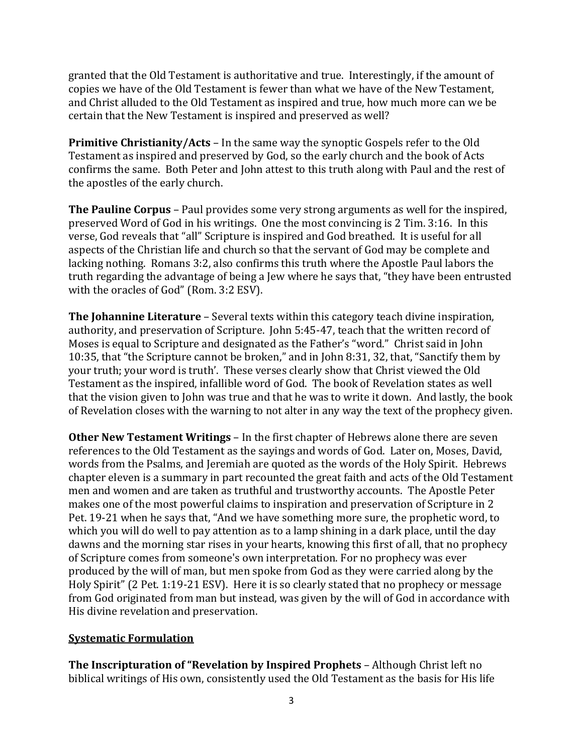granted that the Old Testament is authoritative and true. Interestingly, if the amount of copies we have of the Old Testament is fewer than what we have of the New Testament, and Christ alluded to the Old Testament as inspired and true, how much more can we be certain that the New Testament is inspired and preserved as well?

**Primitive Christianity/Acts** – In the same way the synoptic Gospels refer to the Old Testament as inspired and preserved by God, so the early church and the book of Acts confirms the same. Both Peter and John attest to this truth along with Paul and the rest of the apostles of the early church.

**The Pauline Corpus** – Paul provides some very strong arguments as well for the inspired, preserved Word of God in his writings. One the most convincing is 2 Tim. 3:16. In this verse, God reveals that "all" Scripture is inspired and God breathed. It is useful for all aspects of the Christian life and church so that the servant of God may be complete and lacking nothing. Romans 3:2, also confirms this truth where the Apostle Paul labors the truth regarding the advantage of being a Jew where he says that, "they have been entrusted with the oracles of God" (Rom. 3:2 ESV).

**The Johannine Literature** – Several texts within this category teach divine inspiration, authority, and preservation of Scripture. John 5:45-47, teach that the written record of Moses is equal to Scripture and designated as the Father's "word." Christ said in John 10:35, that "the Scripture cannot be broken," and in John 8:31, 32, that, "Sanctify them by your truth; your word is truth'. These verses clearly show that Christ viewed the Old Testament as the inspired, infallible word of God. The book of Revelation states as well that the vision given to John was true and that he was to write it down. And lastly, the book of Revelation closes with the warning to not alter in any way the text of the prophecy given.

**Other New Testament Writings** – In the first chapter of Hebrews alone there are seven references to the Old Testament as the sayings and words of God. Later on, Moses, David, words from the Psalms, and Jeremiah are quoted as the words of the Holy Spirit. Hebrews chapter eleven is a summary in part recounted the great faith and acts of the Old Testament men and women and are taken as truthful and trustworthy accounts. The Apostle Peter makes one of the most powerful claims to inspiration and preservation of Scripture in 2 Pet. 19-21 when he says that, "And we have something more sure, the prophetic word, to which you will do well to pay attention as to a lamp shining in a dark place, until the day dawns and the morning star rises in your hearts, knowing this first of all, that no prophecy of Scripture comes from someone's own interpretation. For no prophecy was ever produced by the will of man, but men spoke from God as they were carried along by the Holy Spirit" (2 Pet. 1:19-21 ESV). Here it is so clearly stated that no prophecy or message from God originated from man but instead, was given by the will of God in accordance with His divine revelation and preservation.

## Systematic Formulation

**The Inscripturation of "Revelation by Inspired Prophets** – Although Christ left no biblical writings of His own, consistently used the Old Testament as the basis for His life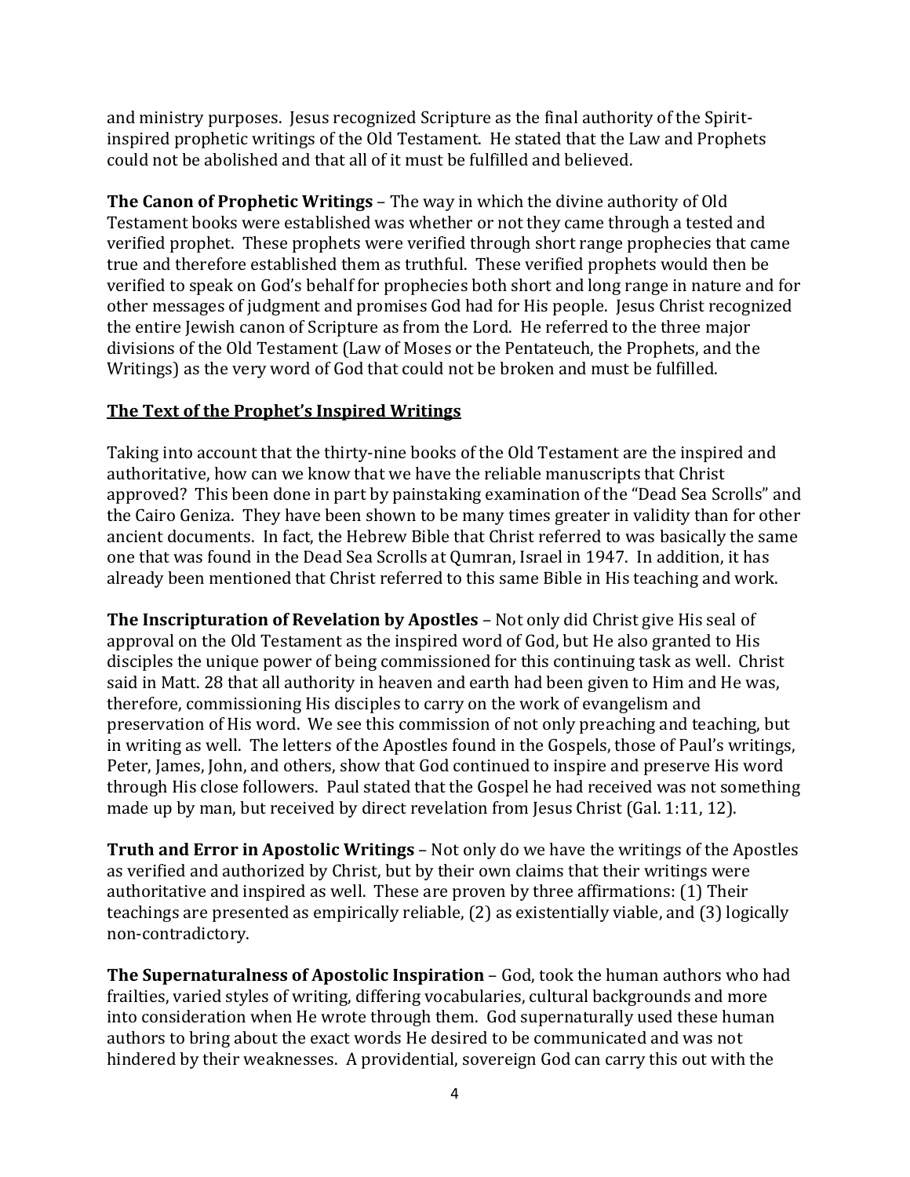and ministry purposes. Jesus recognized Scripture as the final authority of the Spirit-inspired prophetic writings of the Old Testament. He stated that the Law and Prophets could not be abolished and that all of it must be fulfilled and believed.

**The Canon of Prophetic Writings** – The way in which the divine authority of Old Testament books were established was whether or not they came through a tested and verified prophet. These prophets were verified through short range prophecies that came true and therefore established them as truthful. These verified prophets would then be verified to speak on God's behalf for prophecies both short and long range in nature and for other messages of judgment and promises God had for His people. Jesus Christ recognized the entire Jewish canon of Scripture as from the Lord. He referred to the three major divisions of the Old Testament (Law of Moses or the Pentateuch, the Prophets, and the Writings) as the very word of God that could not be broken and must be fulfilled.

**The Text of the Prophet's Inspired Writings**

Taking into account that the thirty-nine books of the Old Testament are the inspired and authoritative, how can we know that we have the reliable manuscripts that Christ approved? This been done in part by painstaking examination of the "Dead Sea Scrolls" and the Cairo Geniza. They have been shown to be many times greater in validity than for other ancient documents. In fact, the Hebrew Bible that Christ referred to was basically the same one that was found in the Dead Sea Scrolls at Qumran, Israel in 1947. In addition, it has already been mentioned that Christ referred to this same Bible in His teaching and work.

**The Inscripturation of Revelation by Apostles** – Not only did Christ give His seal of approval on the Old Testament as the inspired word of God, but He also granted to His disciples the unique power of being commissioned for this continuing task as well. Christ said in Matt. 28 that all authority in heaven and earth had been given to Him and He was, therefore, commissioning His disciples to carry on the work of evangelism and preservation of His word. We see this commission of not only preaching and teaching, but in writing as well. The letters of the Apostles found in the Gospels, those of Paul's writings, Peter, James, John, and others, show that God continued to inspire and preserve His word through His close followers. Paul stated that the Gospel he had received was not something made up by man, but received by direct revelation from Jesus Christ (Gal. 1:11, 12).

**Truth and Error in Apostolic Writings** – Not only do we have the writings of the Apostles as verified and authorized by Christ, but by their own claims that their writings were authoritative and inspired as well. These are proven by three affirmations: (1) Their teachings are presented as empirically reliable, (2) as existentially viable, and (3) logically non-contradictory.

**The Supernaturalness of Apostolic Inspiration** – God, took the human authors who had frailties, varied styles of writing, differing vocabularies, cultural backgrounds and more into consideration when He wrote through them. God supernaturally used these human authors to bring about the exact words He desired to be communicated and was not hindered by their weaknesses. A providential, sovereign God can carry this out with the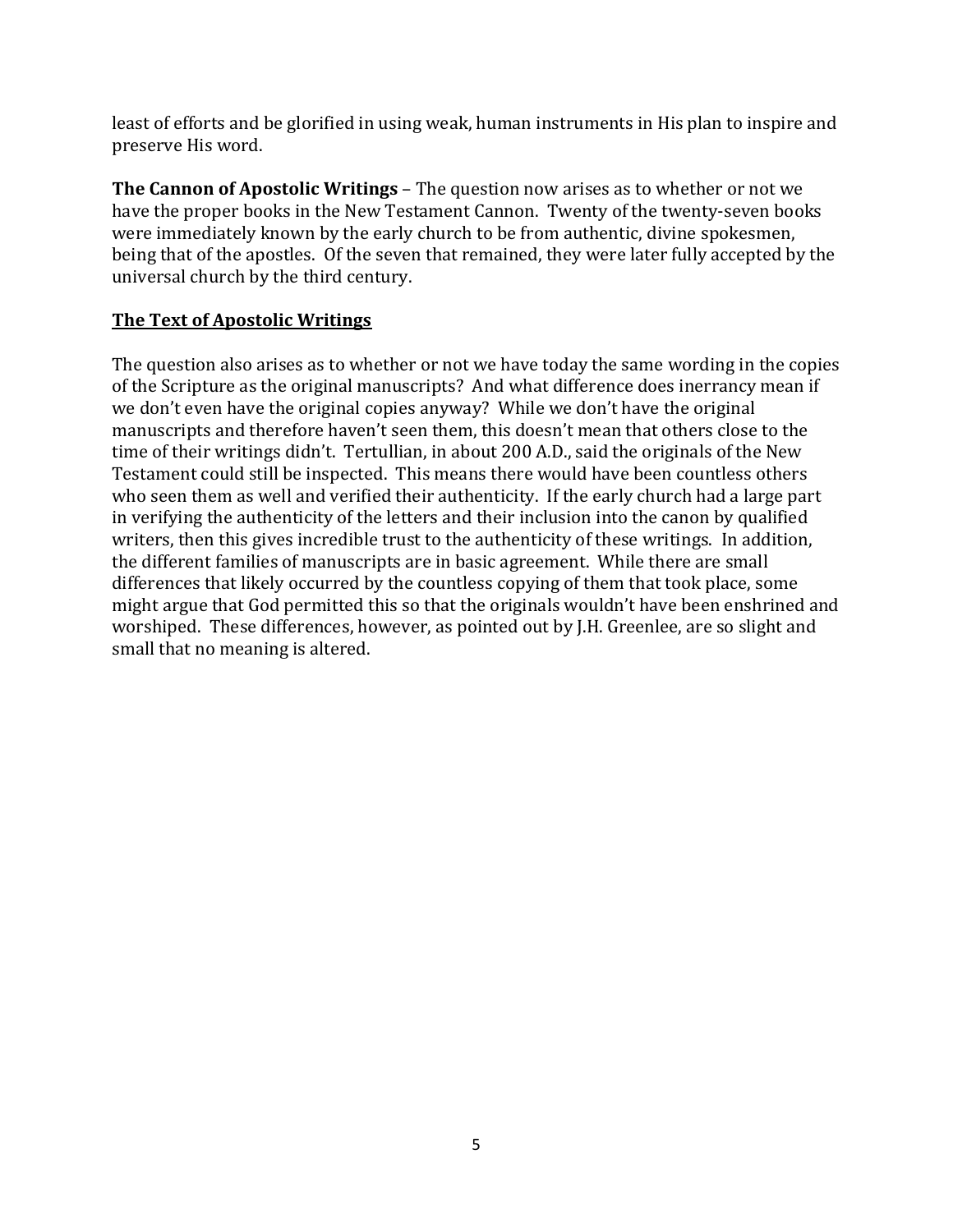least of efforts and be glorified in using weak, human instruments in His plan to inspire and preserve His word.

**The Cannon of Apostolic Writings** – The question now arises as to whether or not we have the proper books in the New Testament Cannon. Twenty of the twenty-seven books were immediately known by the early church to be from authentic, divine spokesmen, being that of the apostles. Of the seven that remained, they were later fully accepted by the universal church by the third century.

## <u>The Text of Apostolic Writings</u>

The question also arises as to whether or not we have today the same wording in the copies of the Scripture as the original manuscripts? And what difference does inerrancy mean if we don't even have the original copies anyway? While we don't have the original manuscripts and therefore haven't seen them, this doesn't mean that others close to the time of their writings didn't. Tertullian, in about 200 A.D., said the originals of the New Testament could still be inspected. This means there would have been countless others who seen them as well and verified their authenticity. If the early church had a large part in verifying the authenticity of the letters and their inclusion into the canon by qualified writers, then this gives incredible trust to the authenticity of these writings. In addition, the different families of manuscripts are in basic agreement. While there are small differences that likely occurred by the countless copying of them that took place, some might argue that God permitted this so that the originals wouldn't have been enshrined and worshiped. These differences, however, as pointed out by J.H. Greenlee, are so slight and small that no meaning is altered.